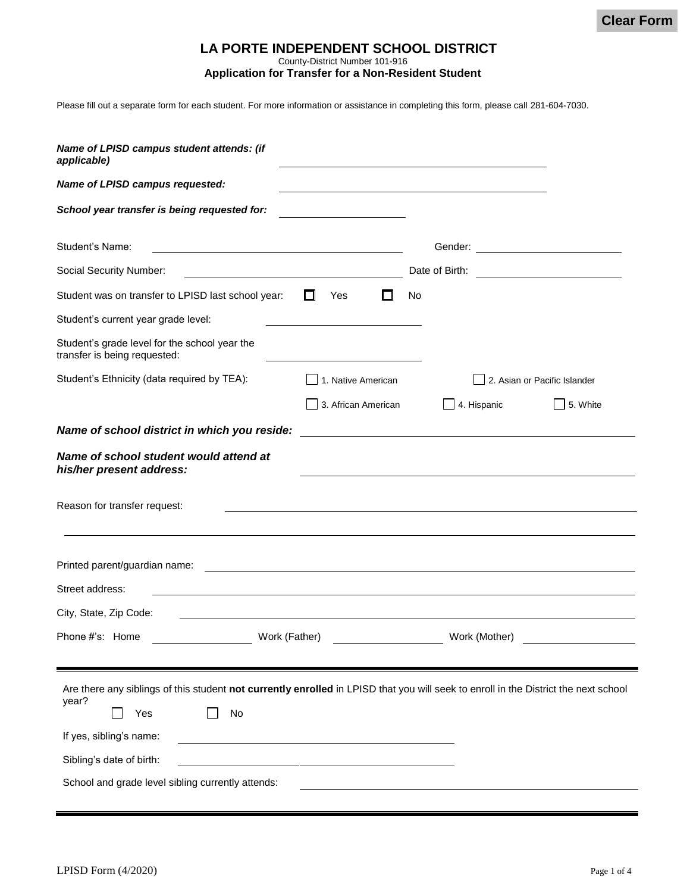Clear Form

# LA PORTE INDEPENDENT SCHOOL DISTRICT

County-District Number 101-916

## Application for Transfer for a Non-Resident Student

Please fill out a separate form for each student. For more information or assistance in completing this form, please call 281-604-7030.

***Name of LPISD campus student attends: (if applicable)*** ______________________________

***Name of LPISD campus requested:*** ______________________________

***School year transfer is being requested for:*** ______________

Student's Name: ______________________________ Gender: ______________

Social Security Number: ______________________________ Date of Birth: ______________

Student was on transfer to LPISD last school year: ☐ Yes ☐ No

Student's current year grade level: ______________

Student's grade level for the school year the transfer is being requested: ______________

Student's Ethnicity (data required by TEA):
☐ 1. Native American ☐ 2. Asian or Pacific Islander
☐ 3. African American ☐ 4. Hispanic ☐ 5. White

***Name of school district in which you reside:*** ______________________________

***Name of school student would attend at his/her present address:*** ______________________________

Reason for transfer request: ______________________________

______________________________

Printed parent/guardian name: ______________________________

Street address: ______________________________

City, State, Zip Code: ______________________________

Phone #'s: Home ______________ Work (Father) ______________ Work (Mother) ______________

---

Are there any siblings of this student **not currently enrolled** in LPISD that you will seek to enroll in the District the next school year?
☐ Yes ☐ No

If yes, sibling's name: ______________________________

Sibling's date of birth: ______________________________

School and grade level sibling currently attends: ______________________________

---

LPISD Form (4/2020)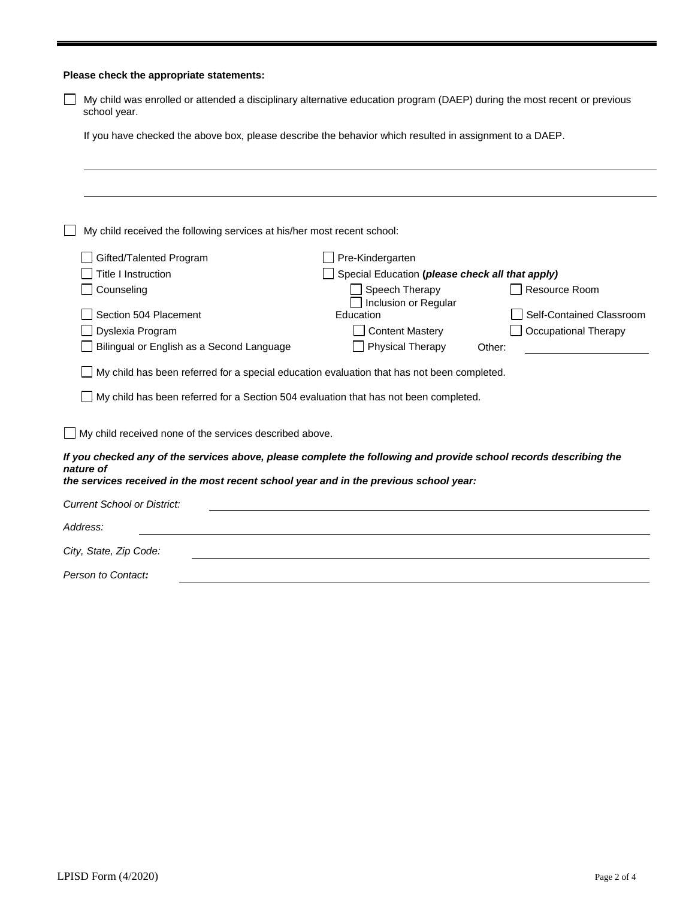**Please check the appropriate statements:**

- ☐ My child was enrolled or attended a disciplinary alternative education program (DAEP) during the most recent or previous school year.

  If you have checked the above box, please describe the behavior which resulted in assignment to a DAEP.

  \_\_\_\_\_\_\_\_\_\_\_\_\_\_\_\_\_\_\_\_\_\_\_\_\_\_\_\_\_\_\_\_\_\_\_\_\_\_\_\_\_\_\_\_\_\_\_\_\_\_\_\_\_\_\_\_\_\_\_\_\_\_\_\_\_\_\_\_\_\_

  \_\_\_\_\_\_\_\_\_\_\_\_\_\_\_\_\_\_\_\_\_\_\_\_\_\_\_\_\_\_\_\_\_\_\_\_\_\_\_\_\_\_\_\_\_\_\_\_\_\_\_\_\_\_\_\_\_\_\_\_\_\_\_\_\_\_\_\_\_\_

- ☐ My child received the following services at his/her most recent school:

  - ☐ Gifted/Talented Program
  - ☐ Title I Instruction
  - ☐ Counseling
  - ☐ Section 504 Placement
  - ☐ Dyslexia Program
  - ☐ Bilingual or English as a Second Language
  - ☐ Pre-Kindergarten
  - ☐ Special Education (***please check all that apply)***
    - ☐ Speech Therapy
    - ☐ Inclusion or Regular Education
    - ☐ Content Mastery
    - ☐ Physical Therapy
    - ☐ Resource Room
    - ☐ Self-Contained Classroom
    - ☐ Occupational Therapy
    - Other: \_\_\_\_\_\_\_\_\_\_\_\_\_\_\_\_\_\_\_\_

  - ☐ My child has been referred for a special education evaluation that has not been completed.
  - ☐ My child has been referred for a Section 504 evaluation that has not been completed.

- ☐ My child received none of the services described above.

***If you checked any of the services above, please complete the following and provide school records describing the nature of the services received in the most recent school year and in the previous school year:***

*Current School or District:* \_\_\_\_\_\_\_\_\_\_\_\_\_\_\_\_\_\_\_\_\_\_\_\_\_\_\_\_\_\_\_\_\_\_\_\_\_\_\_\_\_\_\_\_\_\_\_\_

*Address:* \_\_\_\_\_\_\_\_\_\_\_\_\_\_\_\_\_\_\_\_\_\_\_\_\_\_\_\_\_\_\_\_\_\_\_\_\_\_\_\_\_\_\_\_\_\_\_\_\_\_\_\_\_\_\_\_\_\_

*City, State, Zip Code:* \_\_\_\_\_\_\_\_\_\_\_\_\_\_\_\_\_\_\_\_\_\_\_\_\_\_\_\_\_\_\_\_\_\_\_\_\_\_\_\_\_\_\_\_\_\_\_\_\_\_\_

*Person to Contact**:*** \_\_\_\_\_\_\_\_\_\_\_\_\_\_\_\_\_\_\_\_\_\_\_\_\_\_\_\_\_\_\_\_\_\_\_\_\_\_\_\_\_\_\_\_\_\_\_\_\_\_\_\_

LPISD Form (4/2020)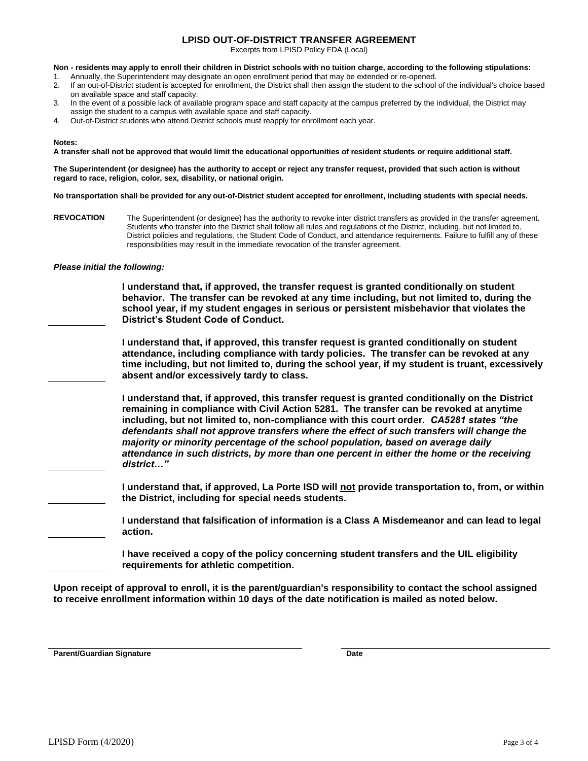# LPISD OUT-OF-DISTRICT TRANSFER AGREEMENT

Excerpts from LPISD Policy FDA (Local)

**Non - residents may apply to enroll their children in District schools with no tuition charge, according to the following stipulations:**

1. Annually, the Superintendent may designate an open enrollment period that may be extended or re-opened.
2. If an out-of-District student is accepted for enrollment, the District shall then assign the student to the school of the individual's choice based on available space and staff capacity.
3. In the event of a possible lack of available program space and staff capacity at the campus preferred by the individual, the District may assign the student to a campus with available space and staff capacity.
4. Out-of-District students who attend District schools must reapply for enrollment each year.

**Notes:**

**A transfer shall not be approved that would limit the educational opportunities of resident students or require additional staff.**

**The Superintendent (or designee) has the authority to accept or reject any transfer request, provided that such action is without regard to race, religion, color, sex, disability, or national origin.**

**No transportation shall be provided for any out-of-District student accepted for enrollment, including students with special needs.**

**REVOCATION** The Superintendent (or designee) has the authority to revoke inter district transfers as provided in the transfer agreement. Students who transfer into the District shall follow all rules and regulations of the District, including, but not limited to, District policies and regulations, the Student Code of Conduct, and attendance requirements. Failure to fulfill any of these responsibilities may result in the immediate revocation of the transfer agreement.

***Please initial the following:***

\_\_\_\_\_\_\_\_\_\_ **I understand that, if approved, the transfer request is granted conditionally on student behavior. The transfer can be revoked at any time including, but not limited to, during the school year, if my student engages in serious or persistent misbehavior that violates the District's Student Code of Conduct.**

\_\_\_\_\_\_\_\_\_\_ **I understand that, if approved, this transfer request is granted conditionally on student attendance, including compliance with tardy policies. The transfer can be revoked at any time including, but not limited to, during the school year, if my student is truant, excessively absent and/or excessively tardy to class.**

\_\_\_\_\_\_\_\_\_\_ **I understand that, if approved, this transfer request is granted conditionally on the District remaining in compliance with Civil Action 5281. The transfer can be revoked at anytime including, but not limited to, non-compliance with this court order.** ***CA5281 states "the defendants shall not approve transfers where the effect of such transfers will change the majority or minority percentage of the school population, based on average daily attendance in such districts, by more than one percent in either the home or the receiving district…"***

\_\_\_\_\_\_\_\_\_\_ **I understand that, if approved, La Porte ISD will <u>not</u> provide transportation to, from, or within the District, including for special needs students.**

\_\_\_\_\_\_\_\_\_\_ **I understand that falsification of information is a Class A Misdemeanor and can lead to legal action.**

\_\_\_\_\_\_\_\_\_\_ **I have received a copy of the policy concerning student transfers and the UIL eligibility requirements for athletic competition.**

**Upon receipt of approval to enroll, it is the parent/guardian's responsibility to contact the school assigned to receive enrollment information within 10 days of the date notification is mailed as noted below.**

\_\_\_\_\_\_\_\_\_\_\_\_\_\_\_\_\_\_\_\_\_\_\_\_\_\_\_\_\_\_\_\_\_\_\_\_ \_\_\_\_\_\_\_\_\_\_\_\_\_\_\_\_\_\_\_\_\_\_\_\_\_\_\_\_

**Parent/Guardian Signature** **Date**

LPISD Form (4/2020)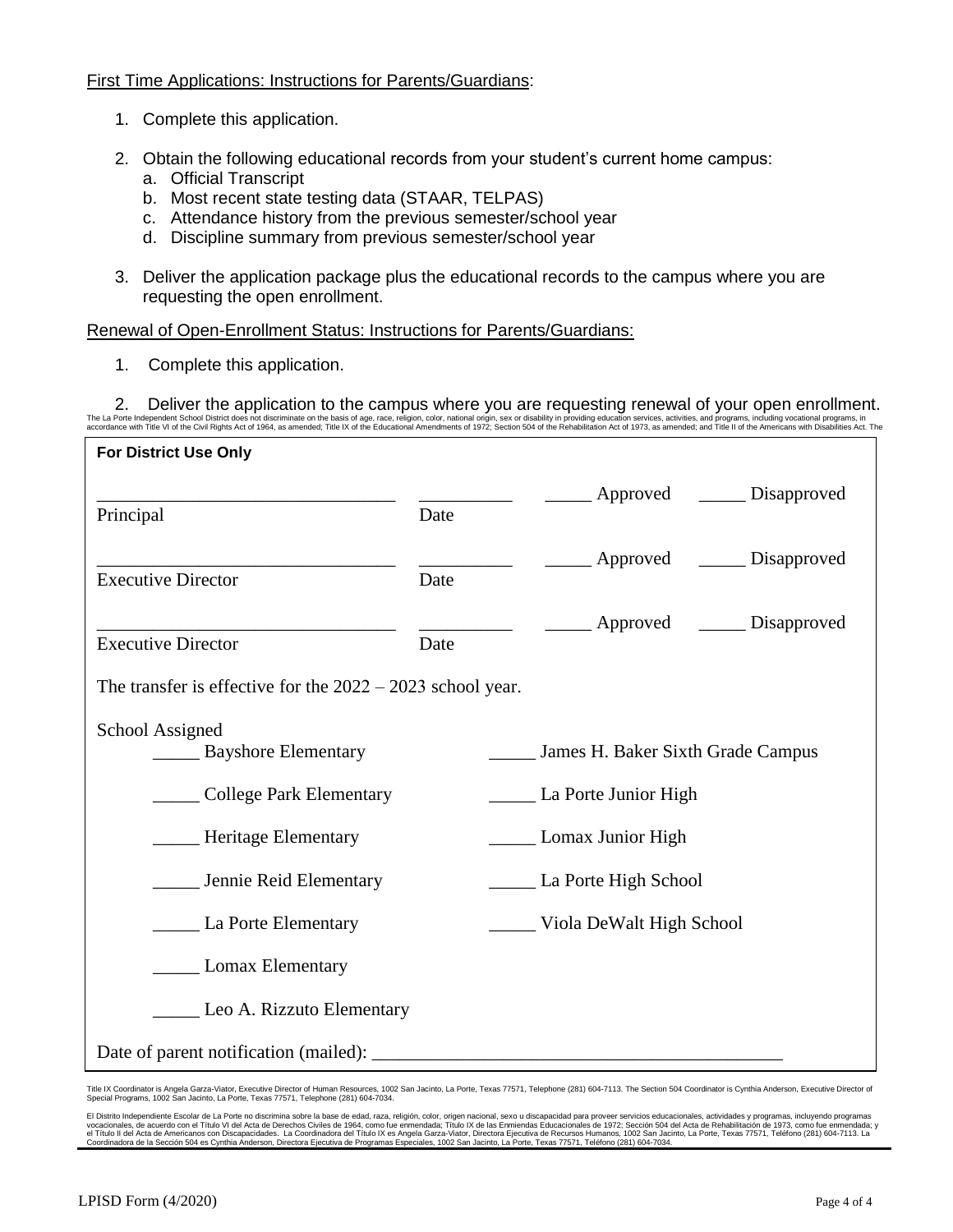First Time Applications: Instructions for Parents/Guardians:

1. Complete this application.
2. Obtain the following educational records from your student's current home campus:
   a. Official Transcript
   b. Most recent state testing data (STAAR, TELPAS)
   c. Attendance history from the previous semester/school year
   d. Discipline summary from previous semester/school year
3. Deliver the application package plus the educational records to the campus where you are requesting the open enrollment.

Renewal of Open-Enrollment Status: Instructions for Parents/Guardians:

1. Complete this application.
2. Deliver the application to the campus where you are requesting renewal of your open enrollment.

The La Porte Independent School District does not discriminate on the basis of age, race, religion, color, national origin, sex or disability in providing education services, activities, and programs, including vocational programs, in accordance with Title VI of the Civil Rights Act of 1964, as amended; Title IX of the Educational Amendments of 1972; Section 504 of the Rehabilitation Act of 1973, as amended; and Title II of the Americans with Disabilities Act. The

**For District Use Only**

| | | | |
|---|---|---|---|
| ________________________________ Principal | __________ Date | _____ Approved | _____ Disapproved |
| ________________________________ Executive Director | __________ Date | _____ Approved | _____ Disapproved |
| ________________________________ Executive Director | __________ Date | _____ Approved | _____ Disapproved |

The transfer is effective for the 2022 – 2023 school year.

School Assigned

- _____ Bayshore Elementary
- _____ College Park Elementary
- _____ Heritage Elementary
- _____ Jennie Reid Elementary
- _____ La Porte Elementary
- _____ Lomax Elementary
- _____ Leo A. Rizzuto Elementary
- _____ James H. Baker Sixth Grade Campus
- _____ La Porte Junior High
- _____ Lomax Junior High
- _____ La Porte High School
- _____ Viola DeWalt High School

Date of parent notification (mailed): ____________________________________________

Title IX Coordinator is Angela Garza-Viator, Executive Director of Human Resources, 1002 San Jacinto, La Porte, Texas 77571, Telephone (281) 604-7113. The Section 504 Coordinator is Cynthia Anderson, Executive Director of Special Programs, 1002 San Jacinto, La Porte, Texas 77571, Telephone (281) 604-7034.

El Distrito Independiente Escolar de La Porte no discrimina sobre la base de edad, raza, religión, color, origen nacional, sexo u discapacidad para proveer servicios educacionales, actividades y programas, incluyendo programas vocacionales, de acuerdo con el Título VI del Acta de Derechos Civiles de 1964, como fue enmendada; Título IX de las Enmiendas Educacionales de 1972; Sección 504 del Acta de Rehabilitación de 1973, como fue enmendada; y el Título II del Acta de Americanos con Discapacidades. La Coordinadora del Título IX es Angela Garza-Viator, Directora Ejecutiva de Recursos Humanos, 1002 San Jacinto, La Porte, Texas 77571, Teléfono (281) 604-7113. La Coordinadora de la Sección 504 es Cynthia Anderson, Directora Ejecutiva de Programas Especiales, 1002 San Jacinto, La Porte, Texas 77571, Teléfono (281) 604-7034.

LPISD Form (4/2020)